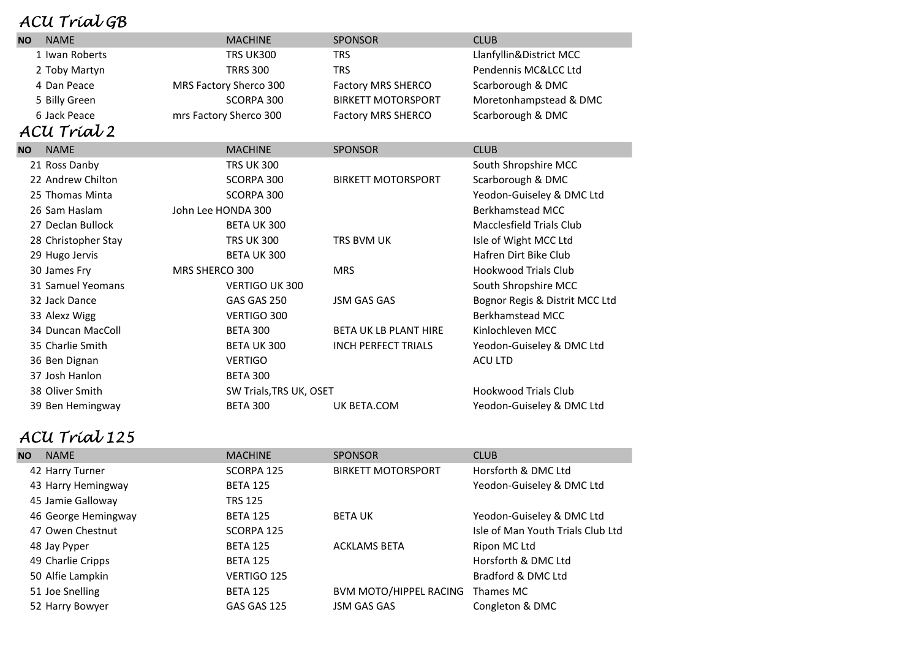## ACU Trial GB

| NO | NAME | MACHINE | SPONSOR | CLUB |
|---|---|---|---|---|
| 1 | Iwan Roberts | TRS UK300 | TRS | Llanfyllin&District MCC |
| 2 | Toby Martyn | TRRS 300 | TRS | Pendennis MC&LCC Ltd |
| 4 | Dan Peace | MRS Factory Sherco 300 | Factory MRS SHERCO | Scarborough & DMC |
| 5 | Billy Green | SCORPA 300 | BIRKETT MOTORSPORT | Moretonhampstead & DMC |
| 6 | Jack Peace | mrs Factory Sherco 300 | Factory MRS SHERCO | Scarborough & DMC |

## ACU Trial 2

| NO | NAME | MACHINE | SPONSOR | CLUB |
|---|---|---|---|---|
| 21 | Ross Danby | TRS UK 300 | | South Shropshire MCC |
| 22 | Andrew Chilton | SCORPA 300 | BIRKETT MOTORSPORT | Scarborough & DMC |
| 25 | Thomas Minta | SCORPA 300 | | Yeodon-Guiseley & DMC Ltd |
| 26 | Sam Haslam | John Lee HONDA 300 | | Berkhamstead MCC |
| 27 | Declan Bullock | BETA UK 300 | | Macclesfield Trials Club |
| 28 | Christopher Stay | TRS UK 300 | TRS BVM UK | Isle of Wight MCC Ltd |
| 29 | Hugo Jervis | BETA UK 300 | | Hafren Dirt Bike Club |
| 30 | James Fry | MRS SHERCO 300 | MRS | Hookwood Trials Club |
| 31 | Samuel Yeomans | VERTIGO UK 300 | | South Shropshire MCC |
| 32 | Jack Dance | GAS GAS 250 | JSM GAS GAS | Bognor Regis & Distrit MCC Ltd |
| 33 | Alexz Wigg | VERTIGO 300 | | Berkhamstead MCC |
| 34 | Duncan MacColl | BETA 300 | BETA UK LB PLANT HIRE | Kinlochleven MCC |
| 35 | Charlie Smith | BETA UK 300 | INCH PERFECT TRIALS | Yeodon-Guiseley & DMC Ltd |
| 36 | Ben Dignan | VERTIGO | | ACU LTD |
| 37 | Josh Hanlon | BETA 300 | | |
| 38 | Oliver Smith | SW Trials,TRS UK, OSET | | Hookwood Trials Club |
| 39 | Ben Hemingway | BETA 300 | UK BETA.COM | Yeodon-Guiseley & DMC Ltd |

## ACU Trial 125

| NO | NAME | MACHINE | SPONSOR | CLUB |
|---|---|---|---|---|
| 42 | Harry Turner | SCORPA 125 | BIRKETT MOTORSPORT | Horsforth & DMC Ltd |
| 43 | Harry Hemingway | BETA 125 | | Yeodon-Guiseley & DMC Ltd |
| 45 | Jamie Galloway | TRS 125 | | |
| 46 | George Hemingway | BETA 125 | BETA UK | Yeodon-Guiseley & DMC Ltd |
| 47 | Owen Chestnut | SCORPA 125 | | Isle of Man Youth Trials Club Ltd |
| 48 | Jay Pyper | BETA 125 | ACKLAMS BETA | Ripon MC Ltd |
| 49 | Charlie Cripps | BETA 125 | | Horsforth & DMC Ltd |
| 50 | Alfie Lampkin | VERTIGO 125 | | Bradford & DMC Ltd |
| 51 | Joe Snelling | BETA 125 | BVM MOTO/HIPPEL RACING | Thames MC |
| 52 | Harry Bowyer | GAS GAS 125 | JSM GAS GAS | Congleton & DMC |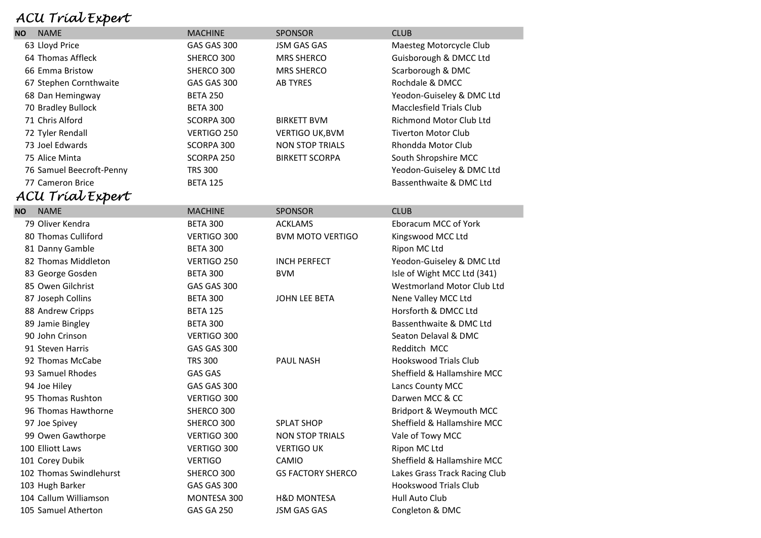## ACU Trial Expert

| NO | NAME | MACHINE | SPONSOR | CLUB |
|---|---|---|---|---|
| 63 | Lloyd Price | GAS GAS 300 | JSM GAS GAS | Maesteg Motorcycle Club |
| 64 | Thomas Affleck | SHERCO 300 | MRS SHERCO | Guisborough & DMCC Ltd |
| 66 | Emma Bristow | SHERCO 300 | MRS SHERCO | Scarborough & DMC |
| 67 | Stephen Cornthwaite | GAS GAS 300 | AB TYRES | Rochdale & DMCC |
| 68 | Dan Hemingway | BETA 250 | | Yeodon-Guiseley & DMC Ltd |
| 70 | Bradley Bullock | BETA 300 | | Macclesfield Trials Club |
| 71 | Chris Alford | SCORPA 300 | BIRKETT BVM | Richmond Motor Club Ltd |
| 72 | Tyler Rendall | VERTIGO 250 | VERTIGO UK,BVM | Tiverton Motor Club |
| 73 | Joel Edwards | SCORPA 300 | NON STOP TRIALS | Rhondda Motor Club |
| 75 | Alice Minta | SCORPA 250 | BIRKETT SCORPA | South Shropshire MCC |
| 76 | Samuel Beecroft-Penny | TRS 300 | | Yeodon-Guiseley & DMC Ltd |
| 77 | Cameron Brice | BETA 125 | | Bassenthwaite & DMC Ltd |

## ACU Trial Expert

| NO | NAME | MACHINE | SPONSOR | CLUB |
|---|---|---|---|---|
| 79 | Oliver Kendra | BETA 300 | ACKLAMS | Eboracum MCC of York |
| 80 | Thomas Culliford | VERTIGO 300 | BVM MOTO VERTIGO | Kingswood MCC Ltd |
| 81 | Danny Gamble | BETA 300 | | Ripon MC Ltd |
| 82 | Thomas Middleton | VERTIGO 250 | INCH PERFECT | Yeodon-Guiseley & DMC Ltd |
| 83 | George Gosden | BETA 300 | BVM | Isle of Wight MCC Ltd (341) |
| 85 | Owen Gilchrist | GAS GAS 300 | | Westmorland Motor Club Ltd |
| 87 | Joseph Collins | BETA 300 | JOHN LEE BETA | Nene Valley MCC Ltd |
| 88 | Andrew Cripps | BETA 125 | | Horsforth & DMCC Ltd |
| 89 | Jamie Bingley | BETA 300 | | Bassenthwaite & DMC Ltd |
| 90 | John Crinson | VERTIGO 300 | | Seaton Delaval & DMC |
| 91 | Steven Harris | GAS GAS 300 | | Redditch MCC |
| 92 | Thomas McCabe | TRS 300 | PAUL NASH | Hookswood Trials Club |
| 93 | Samuel Rhodes | GAS GAS | | Sheffield & Hallamshire MCC |
| 94 | Joe Hiley | GAS GAS 300 | | Lancs County MCC |
| 95 | Thomas Rushton | VERTIGO 300 | | Darwen MCC & CC |
| 96 | Thomas Hawthorne | SHERCO 300 | | Bridport & Weymouth MCC |
| 97 | Joe Spivey | SHERCO 300 | SPLAT SHOP | Sheffield & Hallamshire MCC |
| 99 | Owen Gawthorpe | VERTIGO 300 | NON STOP TRIALS | Vale of Towy MCC |
| 100 | Elliott Laws | VERTIGO 300 | VERTIGO UK | Ripon MC Ltd |
| 101 | Corey Dubik | VERTIGO | CAMIO | Sheffield & Hallamshire MCC |
| 102 | Thomas Swindlehurst | SHERCO 300 | GS FACTORY SHERCO | Lakes Grass Track Racing Club |
| 103 | Hugh Barker | GAS GAS 300 | | Hookswood Trials Club |
| 104 | Callum Williamson | MONTESA 300 | H&D MONTESA | Hull Auto Club |
| 105 | Samuel Atherton | GAS GA 250 | JSM GAS GAS | Congleton & DMC |